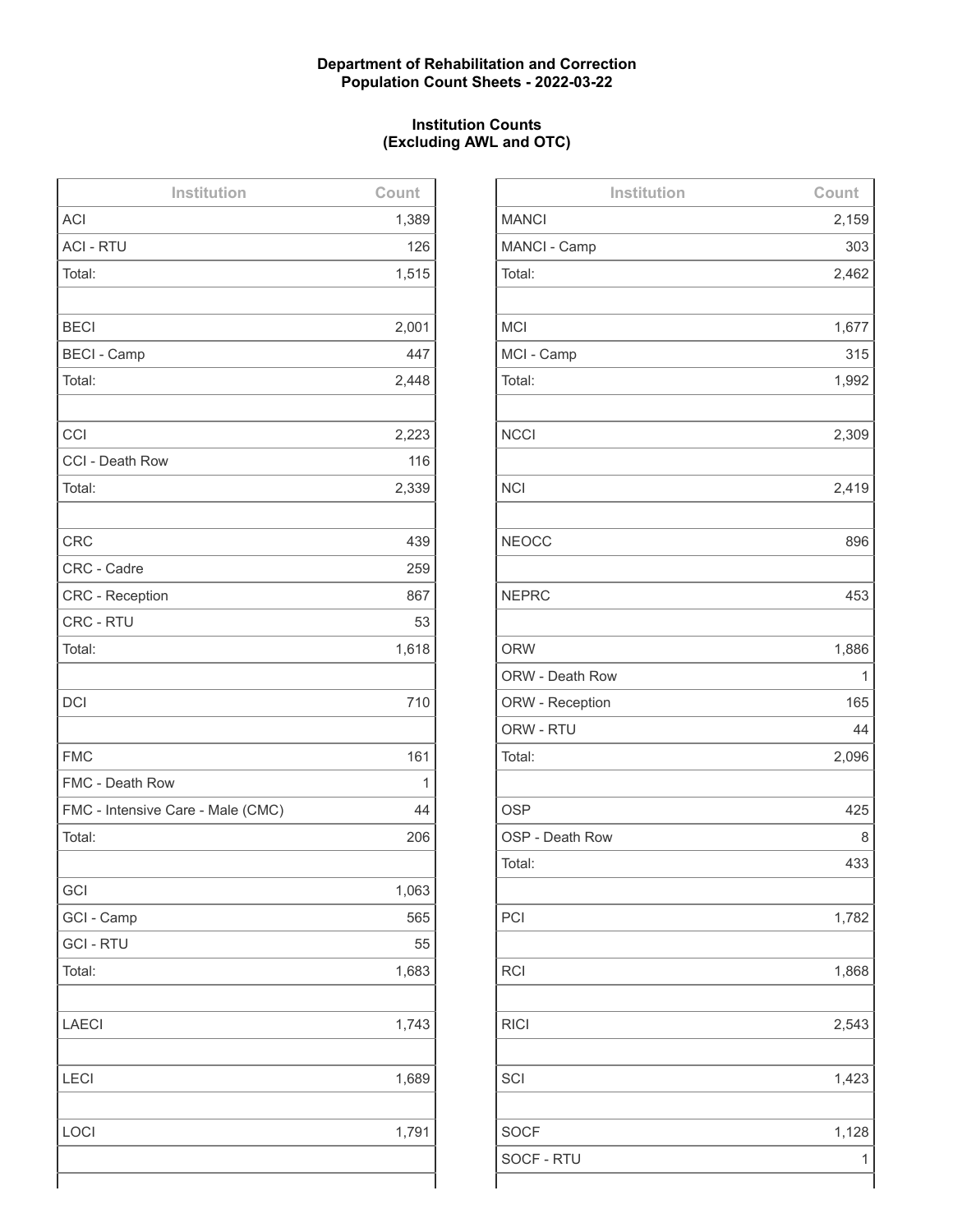**Department of Rehabilitation and Correction**
**Population Count Sheets - 2022-03-22**

**Institution Counts**
**(Excluding AWL and OTC)**

| Institution | Count |
|---|---|
| ACI | 1,389 |
| ACI - RTU | 126 |
| Total: | 1,515 |
| | |
| BECI | 2,001 |
| BECI - Camp | 447 |
| Total: | 2,448 |
| | |
| CCI | 2,223 |
| CCI - Death Row | 116 |
| Total: | 2,339 |
| | |
| CRC | 439 |
| CRC - Cadre | 259 |
| CRC - Reception | 867 |
| CRC - RTU | 53 |
| Total: | 1,618 |
| | |
| DCI | 710 |
| | |
| FMC | 161 |
| FMC - Death Row | 1 |
| FMC - Intensive Care - Male (CMC) | 44 |
| Total: | 206 |
| | |
| GCI | 1,063 |
| GCI - Camp | 565 |
| GCI - RTU | 55 |
| Total: | 1,683 |
| | |
| LAECI | 1,743 |
| | |
| LECI | 1,689 |
| | |
| LOCI | 1,791 |
| | |

| Institution | Count |
|---|---|
| MANCI | 2,159 |
| MANCI - Camp | 303 |
| Total: | 2,462 |
| | |
| MCI | 1,677 |
| MCI - Camp | 315 |
| Total: | 1,992 |
| | |
| NCCI | 2,309 |
| | |
| NCI | 2,419 |
| | |
| NEOCC | 896 |
| | |
| NEPRC | 453 |
| | |
| ORW | 1,886 |
| ORW - Death Row | 1 |
| ORW - Reception | 165 |
| ORW - RTU | 44 |
| Total: | 2,096 |
| | |
| OSP | 425 |
| OSP - Death Row | 8 |
| Total: | 433 |
| | |
| PCI | 1,782 |
| | |
| RCI | 1,868 |
| | |
| RICI | 2,543 |
| | |
| SCI | 1,423 |
| | |
| SOCF | 1,128 |
| SOCF - RTU | 1 |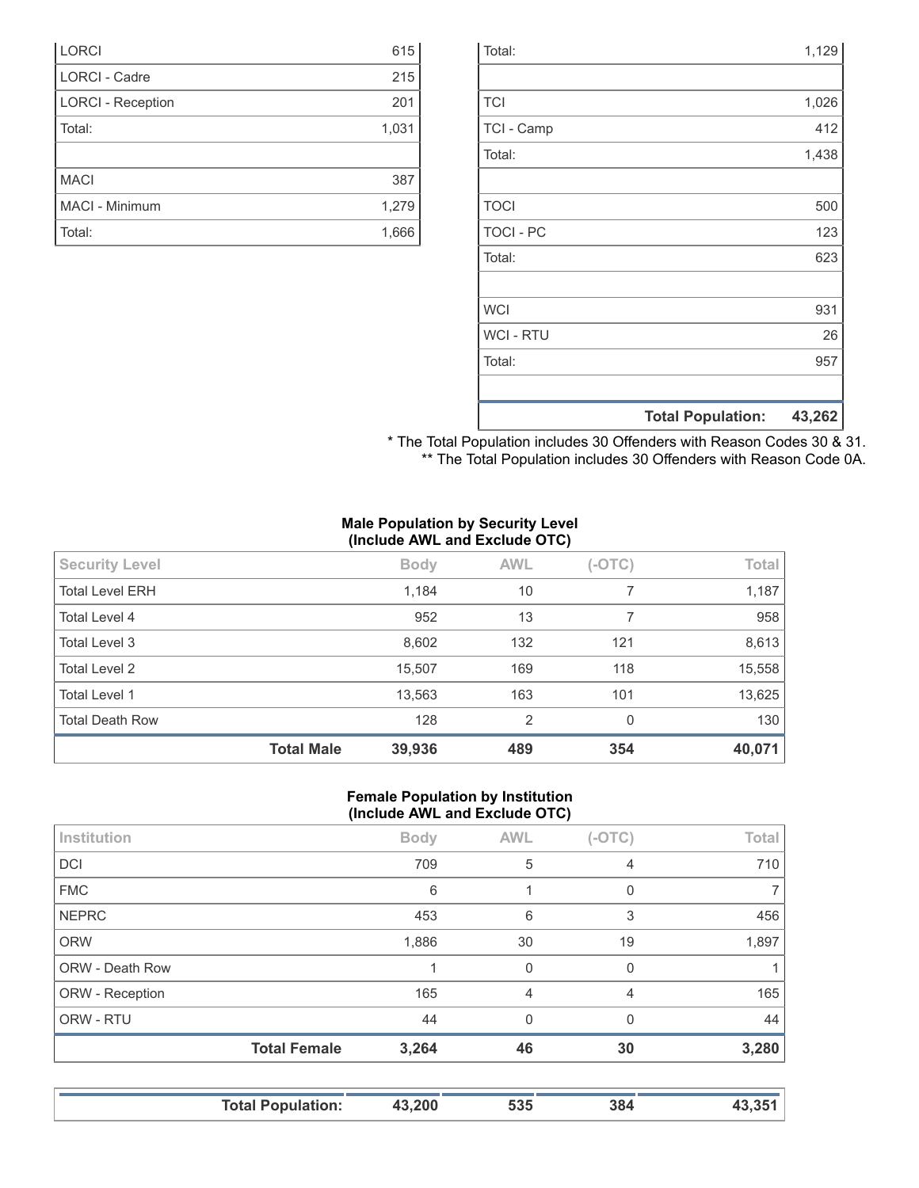| | |
|---|---|
| LORCI | 615 |
| LORCI - Cadre | 215 |
| LORCI - Reception | 201 |
| Total: | 1,031 |
| | |
| MACI | 387 |
| MACI - Minimum | 1,279 |
| Total: | 1,666 |

| | |
|---|---|
| Total: | 1,129 |
| | |
| TCI | 1,026 |
| TCI - Camp | 412 |
| Total: | 1,438 |
| | |
| TOCI | 500 |
| TOCI - PC | 123 |
| Total: | 623 |
| | |
| WCI | 931 |
| WCI - RTU | 26 |
| Total: | 957 |
| | |
| **Total Population:** | **43,262** |

\* The Total Population includes 30 Offenders with Reason Codes 30 & 31.
\*\* The Total Population includes 30 Offenders with Reason Code 0A.

**Male Population by Security Level (Include AWL and Exclude OTC)**

| Security Level | Body | AWL | (-OTC) | Total |
|---|---|---|---|---|
| Total Level ERH | 1,184 | 10 | 7 | 1,187 |
| Total Level 4 | 952 | 13 | 7 | 958 |
| Total Level 3 | 8,602 | 132 | 121 | 8,613 |
| Total Level 2 | 15,507 | 169 | 118 | 15,558 |
| Total Level 1 | 13,563 | 163 | 101 | 13,625 |
| Total Death Row | 128 | 2 | 0 | 130 |
| **Total Male** | **39,936** | **489** | **354** | **40,071** |

**Female Population by Institution (Include AWL and Exclude OTC)**

| Institution | Body | AWL | (-OTC) | Total |
|---|---|---|---|---|
| DCI | 709 | 5 | 4 | 710 |
| FMC | 6 | 1 | 0 | 7 |
| NEPRC | 453 | 6 | 3 | 456 |
| ORW | 1,886 | 30 | 19 | 1,897 |
| ORW - Death Row | 1 | 0 | 0 | 1 |
| ORW - Reception | 165 | 4 | 4 | 165 |
| ORW - RTU | 44 | 0 | 0 | 44 |
| **Total Female** | **3,264** | **46** | **30** | **3,280** |

| | | | | |
|---|---|---|---|---|
| **Total Population:** | **43,200** | **535** | **384** | **43,351** |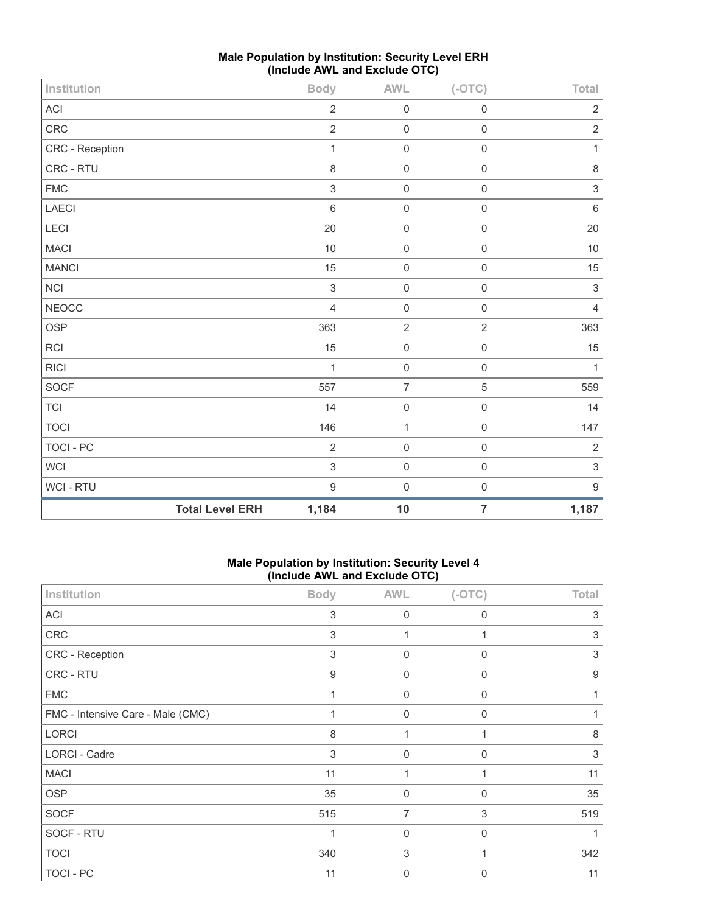## Male Population by Institution: Security Level ERH (Include AWL and Exclude OTC)

| Institution | Body | AWL | (-OTC) | Total |
|---|---|---|---|---|
| ACI | 2 | 0 | 0 | 2 |
| CRC | 2 | 0 | 0 | 2 |
| CRC - Reception | 1 | 0 | 0 | 1 |
| CRC - RTU | 8 | 0 | 0 | 8 |
| FMC | 3 | 0 | 0 | 3 |
| LAECI | 6 | 0 | 0 | 6 |
| LECI | 20 | 0 | 0 | 20 |
| MACI | 10 | 0 | 0 | 10 |
| MANCI | 15 | 0 | 0 | 15 |
| NCI | 3 | 0 | 0 | 3 |
| NEOCC | 4 | 0 | 0 | 4 |
| OSP | 363 | 2 | 2 | 363 |
| RCI | 15 | 0 | 0 | 15 |
| RICI | 1 | 0 | 0 | 1 |
| SOCF | 557 | 7 | 5 | 559 |
| TCI | 14 | 0 | 0 | 14 |
| TOCI | 146 | 1 | 0 | 147 |
| TOCI - PC | 2 | 0 | 0 | 2 |
| WCI | 3 | 0 | 0 | 3 |
| WCI - RTU | 9 | 0 | 0 | 9 |
| **Total Level ERH** | **1,184** | **10** | **7** | **1,187** |

## Male Population by Institution: Security Level 4 (Include AWL and Exclude OTC)

| Institution | Body | AWL | (-OTC) | Total |
|---|---|---|---|---|
| ACI | 3 | 0 | 0 | 3 |
| CRC | 3 | 1 | 1 | 3 |
| CRC - Reception | 3 | 0 | 0 | 3 |
| CRC - RTU | 9 | 0 | 0 | 9 |
| FMC | 1 | 0 | 0 | 1 |
| FMC - Intensive Care - Male (CMC) | 1 | 0 | 0 | 1 |
| LORCI | 8 | 1 | 1 | 8 |
| LORCI - Cadre | 3 | 0 | 0 | 3 |
| MACI | 11 | 1 | 1 | 11 |
| OSP | 35 | 0 | 0 | 35 |
| SOCF | 515 | 7 | 3 | 519 |
| SOCF - RTU | 1 | 0 | 0 | 1 |
| TOCI | 340 | 3 | 1 | 342 |
| TOCI - PC | 11 | 0 | 0 | 11 |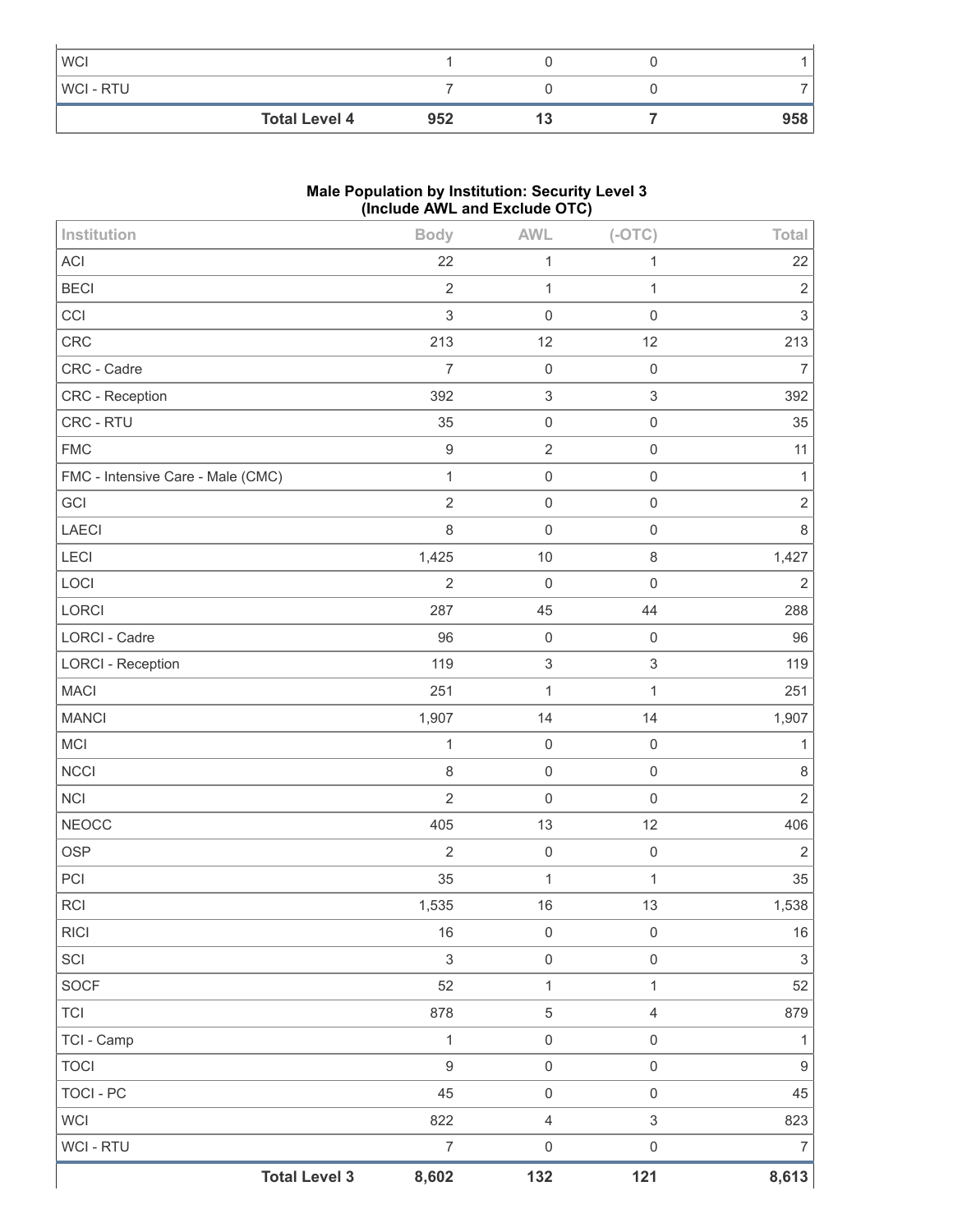| | | | | |
|---|---|---|---|---|
| WCI | 1 | 0 | 0 | 1 |
| WCI - RTU | 7 | 0 | 0 | 7 |
| **Total Level 4** | **952** | **13** | **7** | **958** |

**Male Population by Institution: Security Level 3**
**(Include AWL and Exclude OTC)**

| Institution | Body | AWL | (-OTC) | Total |
|---|---|---|---|---|
| ACI | 22 | 1 | 1 | 22 |
| BECI | 2 | 1 | 1 | 2 |
| CCI | 3 | 0 | 0 | 3 |
| CRC | 213 | 12 | 12 | 213 |
| CRC - Cadre | 7 | 0 | 0 | 7 |
| CRC - Reception | 392 | 3 | 3 | 392 |
| CRC - RTU | 35 | 0 | 0 | 35 |
| FMC | 9 | 2 | 0 | 11 |
| FMC - Intensive Care - Male (CMC) | 1 | 0 | 0 | 1 |
| GCI | 2 | 0 | 0 | 2 |
| LAECI | 8 | 0 | 0 | 8 |
| LECI | 1,425 | 10 | 8 | 1,427 |
| LOCI | 2 | 0 | 0 | 2 |
| LORCI | 287 | 45 | 44 | 288 |
| LORCI - Cadre | 96 | 0 | 0 | 96 |
| LORCI - Reception | 119 | 3 | 3 | 119 |
| MACI | 251 | 1 | 1 | 251 |
| MANCI | 1,907 | 14 | 14 | 1,907 |
| MCI | 1 | 0 | 0 | 1 |
| NCCI | 8 | 0 | 0 | 8 |
| NCI | 2 | 0 | 0 | 2 |
| NEOCC | 405 | 13 | 12 | 406 |
| OSP | 2 | 0 | 0 | 2 |
| PCI | 35 | 1 | 1 | 35 |
| RCI | 1,535 | 16 | 13 | 1,538 |
| RICI | 16 | 0 | 0 | 16 |
| SCI | 3 | 0 | 0 | 3 |
| SOCF | 52 | 1 | 1 | 52 |
| TCI | 878 | 5 | 4 | 879 |
| TCI - Camp | 1 | 0 | 0 | 1 |
| TOCI | 9 | 0 | 0 | 9 |
| TOCI - PC | 45 | 0 | 0 | 45 |
| WCI | 822 | 4 | 3 | 823 |
| WCI - RTU | 7 | 0 | 0 | 7 |
| **Total Level 3** | **8,602** | **132** | **121** | **8,613** |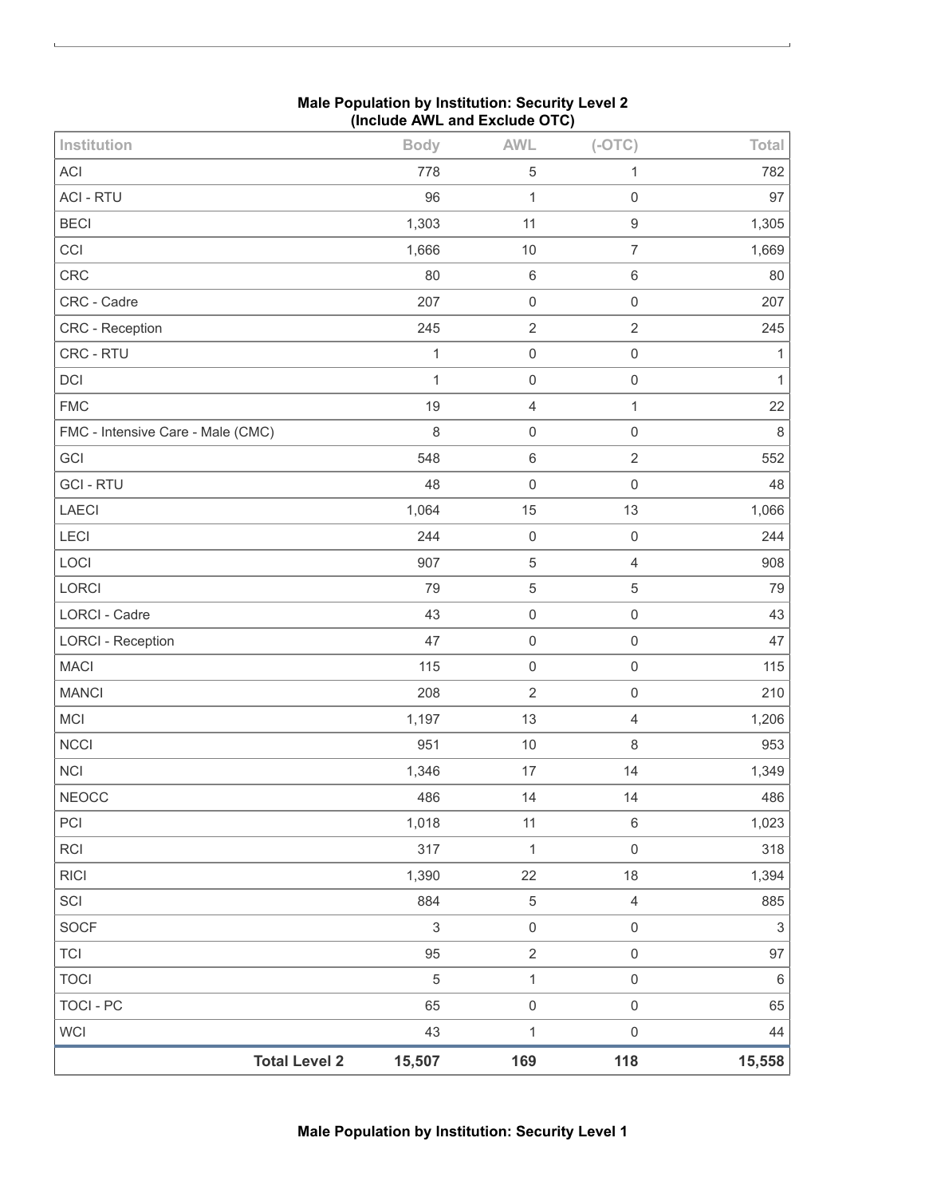**Male Population by Institution: Security Level 2**
**(Include AWL and Exclude OTC)**

| Institution | Body | AWL | (-OTC) | Total |
| --- | --- | --- | --- | --- |
| ACI | 778 | 5 | 1 | 782 |
| ACI - RTU | 96 | 1 | 0 | 97 |
| BECI | 1,303 | 11 | 9 | 1,305 |
| CCI | 1,666 | 10 | 7 | 1,669 |
| CRC | 80 | 6 | 6 | 80 |
| CRC - Cadre | 207 | 0 | 0 | 207 |
| CRC - Reception | 245 | 2 | 2 | 245 |
| CRC - RTU | 1 | 0 | 0 | 1 |
| DCI | 1 | 0 | 0 | 1 |
| FMC | 19 | 4 | 1 | 22 |
| FMC - Intensive Care - Male (CMC) | 8 | 0 | 0 | 8 |
| GCI | 548 | 6 | 2 | 552 |
| GCI - RTU | 48 | 0 | 0 | 48 |
| LAECI | 1,064 | 15 | 13 | 1,066 |
| LECI | 244 | 0 | 0 | 244 |
| LOCI | 907 | 5 | 4 | 908 |
| LORCI | 79 | 5 | 5 | 79 |
| LORCI - Cadre | 43 | 0 | 0 | 43 |
| LORCI - Reception | 47 | 0 | 0 | 47 |
| MACI | 115 | 0 | 0 | 115 |
| MANCI | 208 | 2 | 0 | 210 |
| MCI | 1,197 | 13 | 4 | 1,206 |
| NCCI | 951 | 10 | 8 | 953 |
| NCI | 1,346 | 17 | 14 | 1,349 |
| NEOCC | 486 | 14 | 14 | 486 |
| PCI | 1,018 | 11 | 6 | 1,023 |
| RCI | 317 | 1 | 0 | 318 |
| RICI | 1,390 | 22 | 18 | 1,394 |
| SCI | 884 | 5 | 4 | 885 |
| SOCF | 3 | 0 | 0 | 3 |
| TCI | 95 | 2 | 0 | 97 |
| TOCI | 5 | 1 | 0 | 6 |
| TOCI - PC | 65 | 0 | 0 | 65 |
| WCI | 43 | 1 | 0 | 44 |
| **Total Level 2** | **15,507** | **169** | **118** | **15,558** |

**Male Population by Institution: Security Level 1**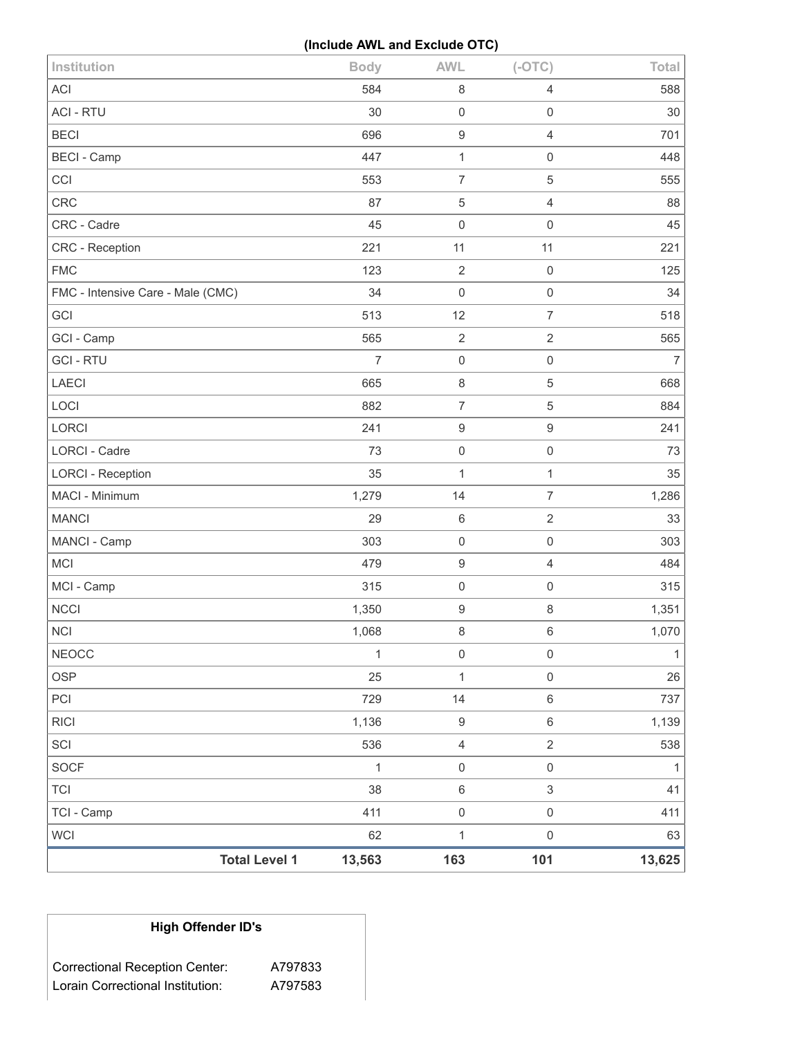**(Include AWL and Exclude OTC)**

| Institution | Body | AWL | (-OTC) | Total |
|---|---|---|---|---|
| ACI | 584 | 8 | 4 | 588 |
| ACI - RTU | 30 | 0 | 0 | 30 |
| BECI | 696 | 9 | 4 | 701 |
| BECI - Camp | 447 | 1 | 0 | 448 |
| CCI | 553 | 7 | 5 | 555 |
| CRC | 87 | 5 | 4 | 88 |
| CRC - Cadre | 45 | 0 | 0 | 45 |
| CRC - Reception | 221 | 11 | 11 | 221 |
| FMC | 123 | 2 | 0 | 125 |
| FMC - Intensive Care - Male (CMC) | 34 | 0 | 0 | 34 |
| GCI | 513 | 12 | 7 | 518 |
| GCI - Camp | 565 | 2 | 2 | 565 |
| GCI - RTU | 7 | 0 | 0 | 7 |
| LAECI | 665 | 8 | 5 | 668 |
| LOCI | 882 | 7 | 5 | 884 |
| LORCI | 241 | 9 | 9 | 241 |
| LORCI - Cadre | 73 | 0 | 0 | 73 |
| LORCI - Reception | 35 | 1 | 1 | 35 |
| MACI - Minimum | 1,279 | 14 | 7 | 1,286 |
| MANCI | 29 | 6 | 2 | 33 |
| MANCI - Camp | 303 | 0 | 0 | 303 |
| MCI | 479 | 9 | 4 | 484 |
| MCI - Camp | 315 | 0 | 0 | 315 |
| NCCI | 1,350 | 9 | 8 | 1,351 |
| NCI | 1,068 | 8 | 6 | 1,070 |
| NEOCC | 1 | 0 | 0 | 1 |
| OSP | 25 | 1 | 0 | 26 |
| PCI | 729 | 14 | 6 | 737 |
| RICI | 1,136 | 9 | 6 | 1,139 |
| SCI | 536 | 4 | 2 | 538 |
| SOCF | 1 | 0 | 0 | 1 |
| TCI | 38 | 6 | 3 | 41 |
| TCI - Camp | 411 | 0 | 0 | 411 |
| WCI | 62 | 1 | 0 | 63 |
| **Total Level 1** | **13,563** | **163** | **101** | **13,625** |

**High Offender ID's**

| | |
|---|---|
| Correctional Reception Center: | A797833 |
| Lorain Correctional Institution: | A797583 |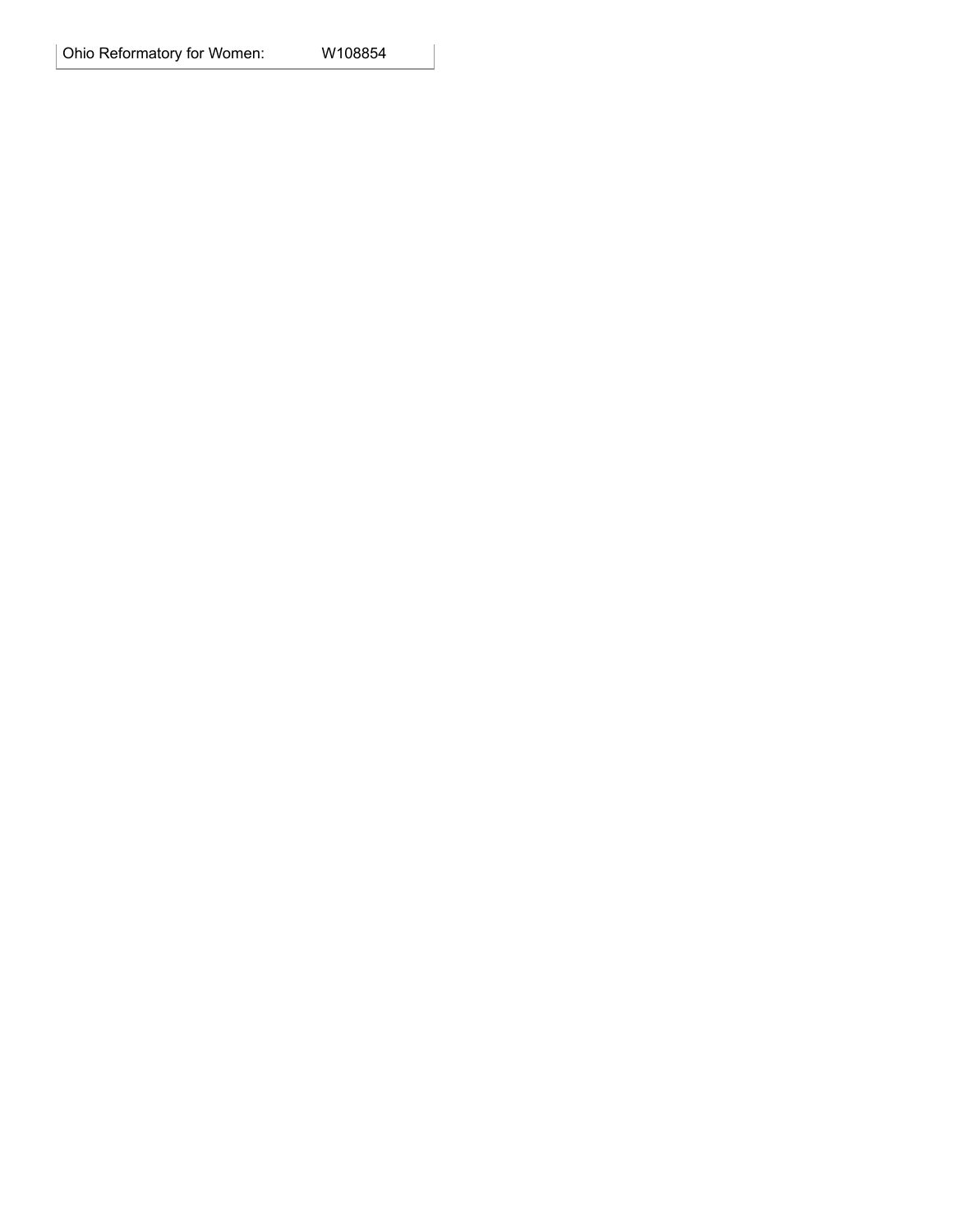| | |
|---|---|
| Ohio Reformatory for Women: | W108854 |